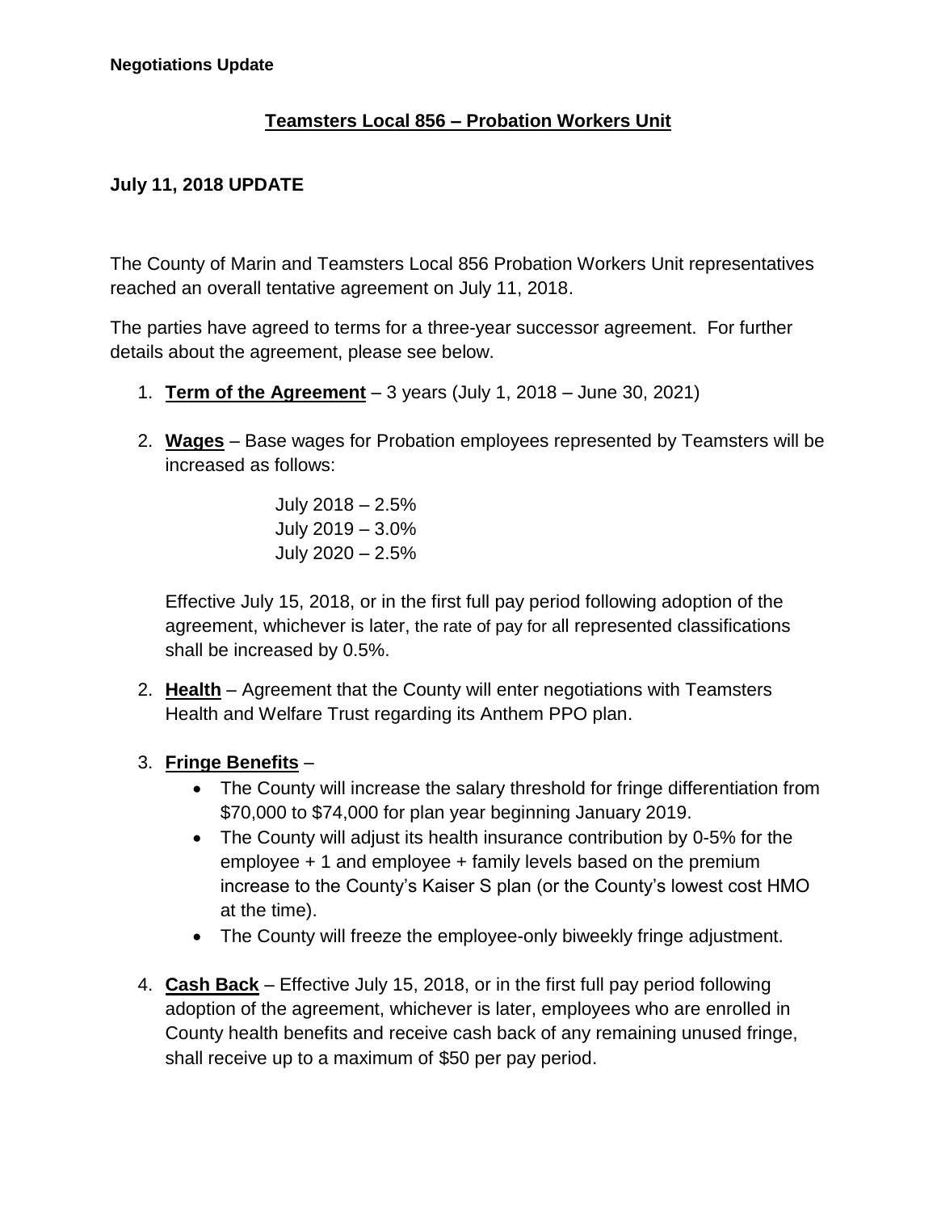**Negotiations Update**

## Teamsters Local 856 – Probation Workers Unit

### July 11, 2018 UPDATE

The County of Marin and Teamsters Local 856 Probation Workers Unit representatives reached an overall tentative agreement on July 11, 2018.

The parties have agreed to terms for a three-year successor agreement. For further details about the agreement, please see below.

1. **Term of the Agreement** – 3 years (July 1, 2018 – June 30, 2021)

2. **Wages** – Base wages for Probation employees represented by Teamsters will be increased as follows:

   July 2018 – 2.5%
   July 2019 – 3.0%
   July 2020 – 2.5%

   Effective July 15, 2018, or in the first full pay period following adoption of the agreement, whichever is later, the rate of pay for all represented classifications shall be increased by 0.5%.

2. **Health** – Agreement that the County will enter negotiations with Teamsters Health and Welfare Trust regarding its Anthem PPO plan.

3. **Fringe Benefits** –
   - The County will increase the salary threshold for fringe differentiation from $70,000 to $74,000 for plan year beginning January 2019.
   - The County will adjust its health insurance contribution by 0-5% for the employee + 1 and employee + family levels based on the premium increase to the County's Kaiser S plan (or the County's lowest cost HMO at the time).
   - The County will freeze the employee-only biweekly fringe adjustment.

4. **Cash Back** – Effective July 15, 2018, or in the first full pay period following adoption of the agreement, whichever is later, employees who are enrolled in County health benefits and receive cash back of any remaining unused fringe, shall receive up to a maximum of $50 per pay period.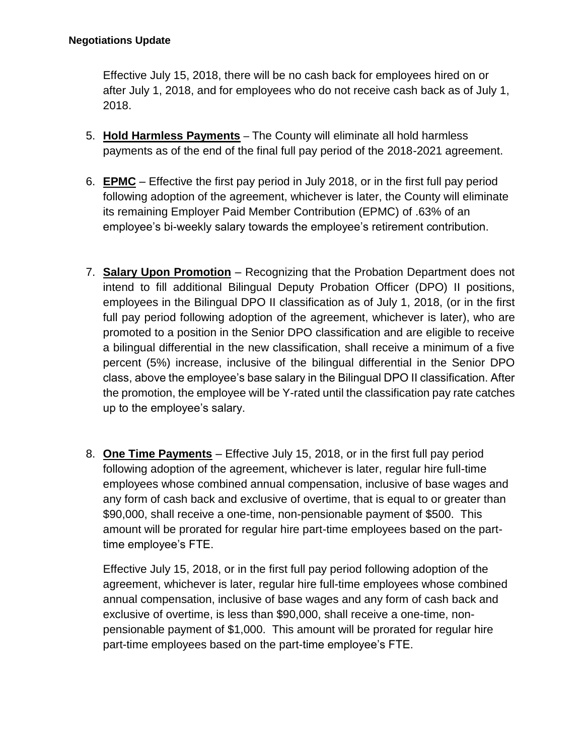**Negotiations Update**

Effective July 15, 2018, there will be no cash back for employees hired on or after July 1, 2018, and for employees who do not receive cash back as of July 1, 2018.

5. **Hold Harmless Payments** – The County will eliminate all hold harmless payments as of the end of the final full pay period of the 2018-2021 agreement.

6. **EPMC** – Effective the first pay period in July 2018, or in the first full pay period following adoption of the agreement, whichever is later, the County will eliminate its remaining Employer Paid Member Contribution (EPMC) of .63% of an employee's bi-weekly salary towards the employee's retirement contribution.

7. **Salary Upon Promotion** – Recognizing that the Probation Department does not intend to fill additional Bilingual Deputy Probation Officer (DPO) II positions, employees in the Bilingual DPO II classification as of July 1, 2018, (or in the first full pay period following adoption of the agreement, whichever is later), who are promoted to a position in the Senior DPO classification and are eligible to receive a bilingual differential in the new classification, shall receive a minimum of a five percent (5%) increase, inclusive of the bilingual differential in the Senior DPO class, above the employee's base salary in the Bilingual DPO II classification. After the promotion, the employee will be Y-rated until the classification pay rate catches up to the employee's salary.

8. **One Time Payments** – Effective July 15, 2018, or in the first full pay period following adoption of the agreement, whichever is later, regular hire full-time employees whose combined annual compensation, inclusive of base wages and any form of cash back and exclusive of overtime, that is equal to or greater than $90,000, shall receive a one-time, non-pensionable payment of $500. This amount will be prorated for regular hire part-time employees based on the part-time employee's FTE.

   Effective July 15, 2018, or in the first full pay period following adoption of the agreement, whichever is later, regular hire full-time employees whose combined annual compensation, inclusive of base wages and any form of cash back and exclusive of overtime, is less than $90,000, shall receive a one-time, non-pensionable payment of $1,000. This amount will be prorated for regular hire part-time employees based on the part-time employee's FTE.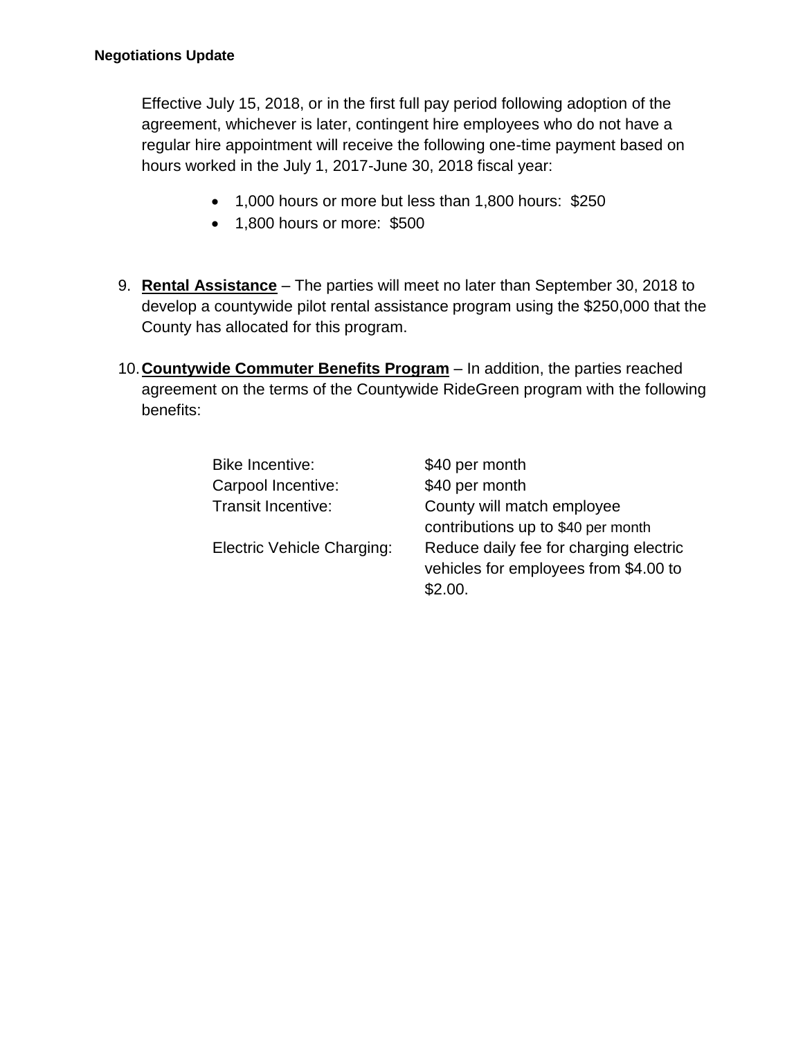**Negotiations Update**

Effective July 15, 2018, or in the first full pay period following adoption of the agreement, whichever is later, contingent hire employees who do not have a regular hire appointment will receive the following one-time payment based on hours worked in the July 1, 2017-June 30, 2018 fiscal year:

- 1,000 hours or more but less than 1,800 hours: $250
- 1,800 hours or more: $500

9. **Rental Assistance** – The parties will meet no later than September 30, 2018 to develop a countywide pilot rental assistance program using the $250,000 that the County has allocated for this program.

10. **Countywide Commuter Benefits Program** – In addition, the parties reached agreement on the terms of the Countywide RideGreen program with the following benefits:

| | |
|---|---|
| Bike Incentive: | $40 per month |
| Carpool Incentive: | $40 per month |
| Transit Incentive: | County will match employee contributions up to $40 per month |
| Electric Vehicle Charging: | Reduce daily fee for charging electric vehicles for employees from $4.00 to $2.00. |